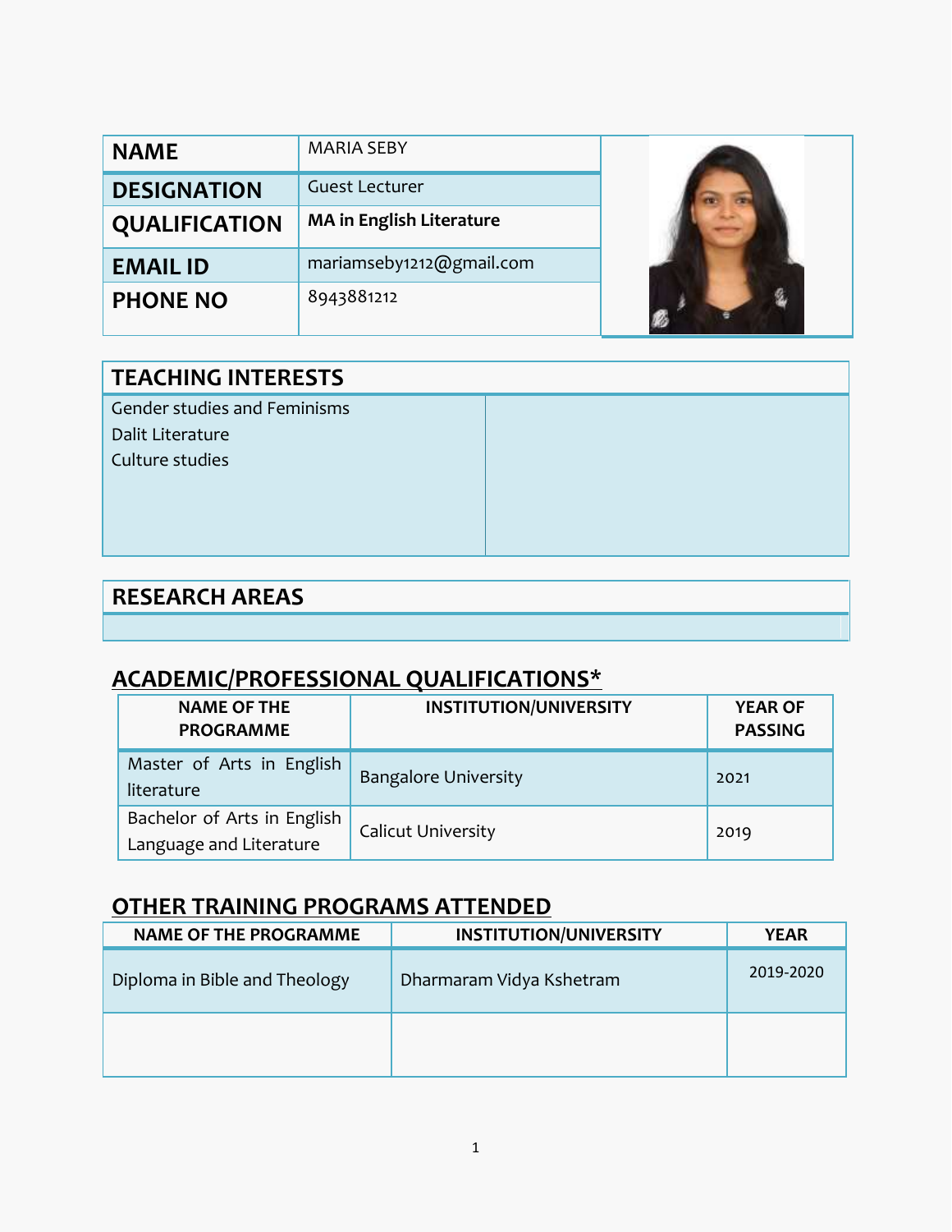| NAME | MARIA SEBY |
| --- | --- |
| DESIGNATION | Guest Lecturer |
| QUALIFICATION | **MA in English Literature** |
| EMAIL ID | mariamseby1212@gmail.com |
| PHONE NO | 8943881212 |

## TEACHING INTERESTS

Gender studies and Feminisms
Dalit Literature
Culture studies

## RESEARCH AREAS

## ACADEMIC/PROFESSIONAL QUALIFICATIONS*

| NAME OF THE PROGRAMME | INSTITUTION/UNIVERSITY | YEAR OF PASSING |
| --- | --- | --- |
| Master of Arts in English literature | Bangalore University | 2021 |
| Bachelor of Arts in English Language and Literature | Calicut University | 2019 |

## OTHER TRAINING PROGRAMS ATTENDED

| NAME OF THE PROGRAMME | INSTITUTION/UNIVERSITY | YEAR |
| --- | --- | --- |
| Diploma in Bible and Theology | Dharmaram Vidya Kshetram | 2019-2020 |
| | | |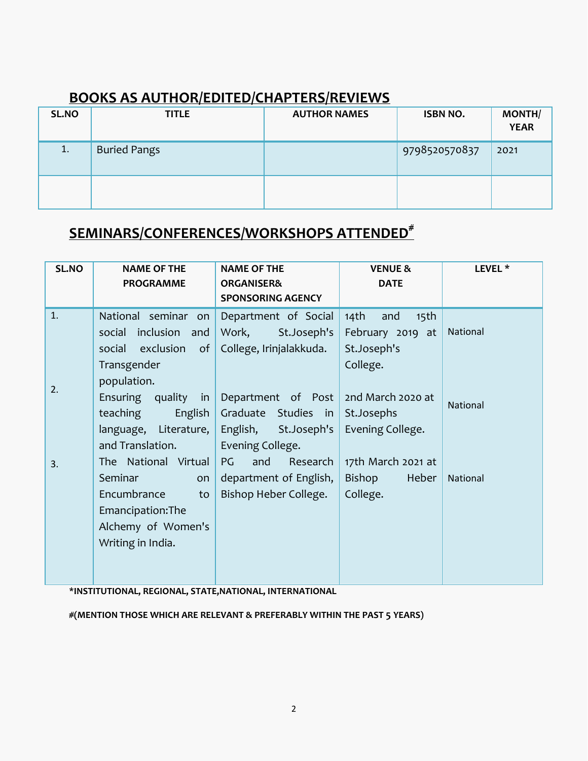## BOOKS AS AUTHOR/EDITED/CHAPTERS/REVIEWS

| SL.NO | TITLE | AUTHOR NAMES | ISBN NO. | MONTH/ YEAR |
|---|---|---|---|---|
| 1. | Buried Pangs | | 9798520570837 | 2021 |
| | | | | |

## SEMINARS/CONFERENCES/WORKSHOPS ATTENDED#

| SL.NO | NAME OF THE PROGRAMME | NAME OF THE ORGANISER& SPONSORING AGENCY | VENUE & DATE | LEVEL * |
|---|---|---|---|---|
| 1. | National seminar on social inclusion and social exclusion of Transgender population. | Department of Social Work, St.Joseph's College, Irinjalakkuda. | 14th and 15th February 2019 at St.Joseph's College. | National |
| 2. | Ensuring quality in teaching English language, Literature, and Translation. | Department of Post Graduate Studies in English, St.Joseph's Evening College. | 2nd March 2020 at St.Josephs Evening College. | National |
| 3. | The National Virtual Seminar on Encumbrance to Emancipation:The Alchemy of Women's Writing in India. | PG and Research department of English, Bishop Heber College. | 17th March 2021 at Bishop Heber College. | National |

**\*INSTITUTIONAL, REGIONAL, STATE,NATIONAL, INTERNATIONAL**

**#(MENTION THOSE WHICH ARE RELEVANT & PREFERABLY WITHIN THE PAST 5 YEARS)**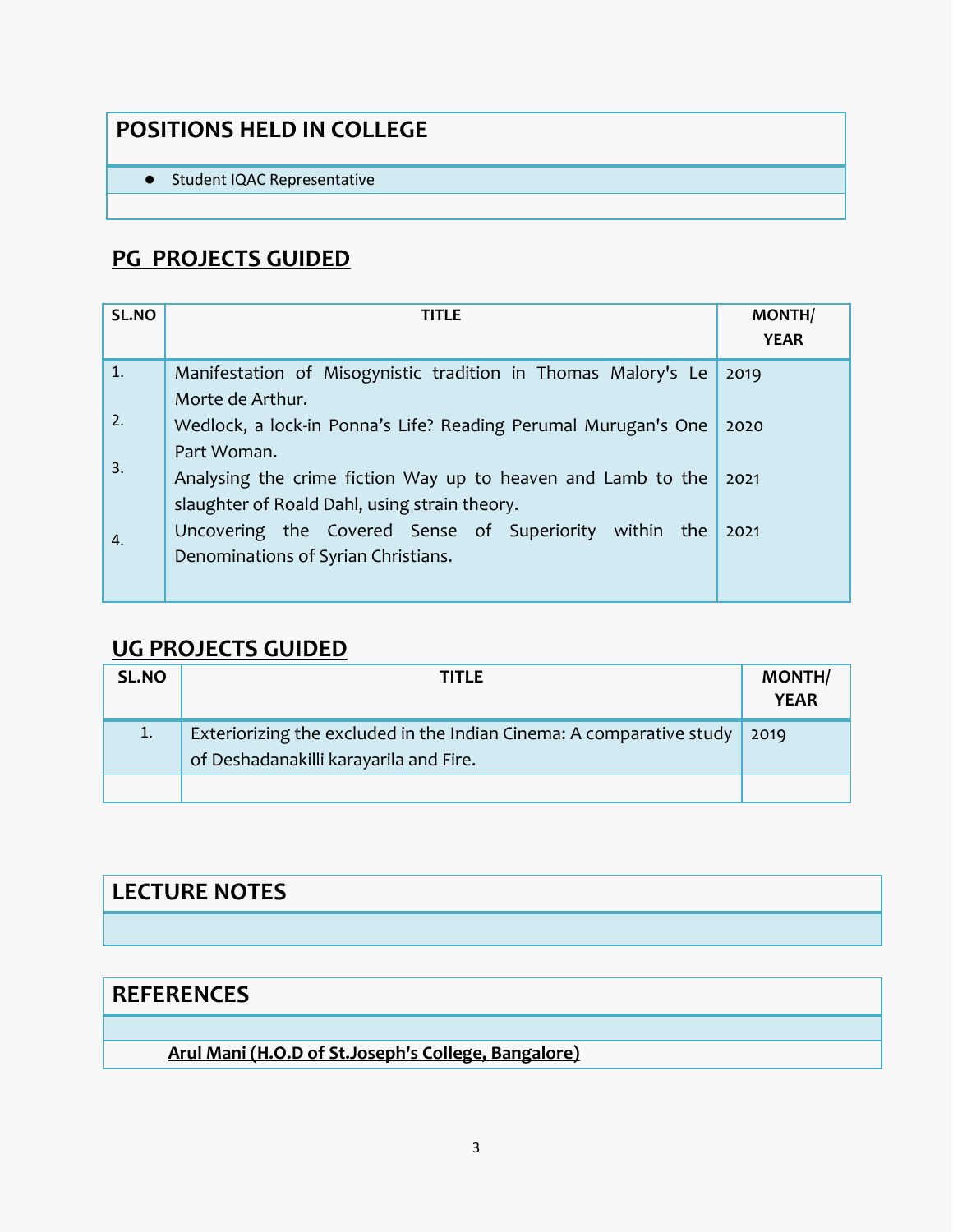## POSITIONS HELD IN COLLEGE

- Student IQAC Representative

## PG PROJECTS GUIDED

| SL.NO | TITLE | MONTH/ YEAR |
|---|---|---|
| 1. | Manifestation of Misogynistic tradition in Thomas Malory's Le Morte de Arthur. | 2019 |
| 2. | Wedlock, a lock-in Ponna's Life? Reading Perumal Murugan's One Part Woman. | 2020 |
| 3. | Analysing the crime fiction Way up to heaven and Lamb to the slaughter of Roald Dahl, using strain theory. | 2021 |
| 4. | Uncovering the Covered Sense of Superiority within the Denominations of Syrian Christians. | 2021 |

## UG PROJECTS GUIDED

| SL.NO | TITLE | MONTH/ YEAR |
|---|---|---|
| 1. | Exteriorizing the excluded in the Indian Cinema: A comparative study of Deshadanakilli karayarila and Fire. | 2019 |
| | | |

## LECTURE NOTES

## REFERENCES

**Arul Mani (H.O.D of St.Joseph's College, Bangalore)**